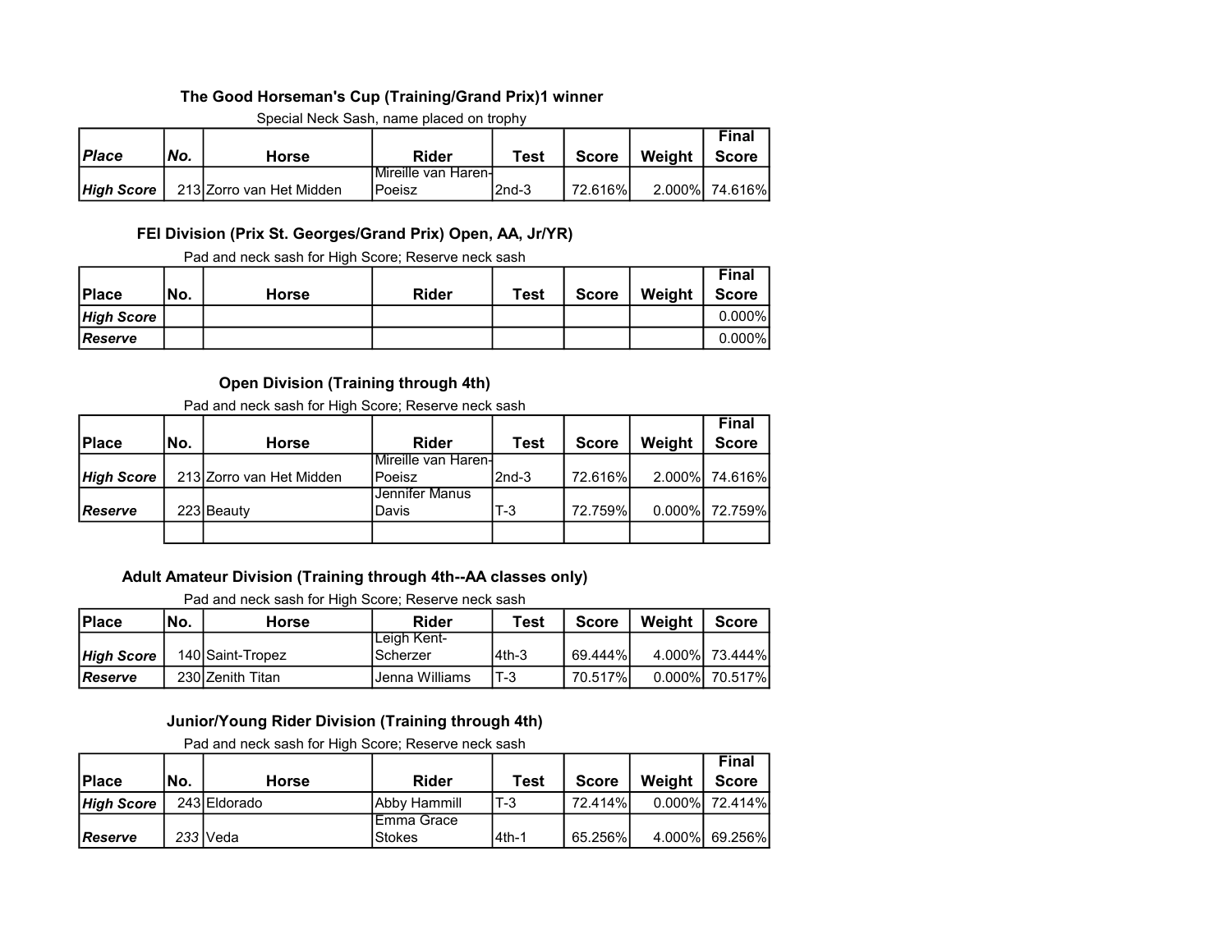### The Good Horseman's Cup (Training/Grand Prix)1 winner

Special Neck Sash, name placed on trophy

| *Place* | *No.* | Horse | Rider | Test | Score | Weight | Final Score |
|---|---|---|---|---|---|---|---|
| ***High Score*** | 213 | Zorro van Het Midden | Mireille van Haren-Poeisz | 2nd-3 | 72.616% | 2.000% | 74.616% |

### FEI Division (Prix St. Georges/Grand Prix) Open, AA, Jr/YR)

Pad and neck sash for High Score; Reserve neck sash

| Place | No. | Horse | Rider | Test | Score | Weight | Final Score |
|---|---|---|---|---|---|---|---|
| ***High Score*** | | | | | | | 0.000% |
| ***Reserve*** | | | | | | | 0.000% |

### Open Division (Training through 4th)

Pad and neck sash for High Score; Reserve neck sash

| Place | No. | Horse | Rider | Test | Score | Weight | Final Score |
|---|---|---|---|---|---|---|---|
| ***High Score*** | 213 | Zorro van Het Midden | Mireille van Haren-Poeisz | 2nd-3 | 72.616% | 2.000% | 74.616% |
| ***Reserve*** | 223 | Beauty | Jennifer Manus Davis | T-3 | 72.759% | 0.000% | 72.759% |
| | | | | | | | |

### Adult Amateur Division (Training through 4th--AA classes only)

Pad and neck sash for High Score; Reserve neck sash

| Place | No. | Horse | Rider | Test | Score | Weight | Score |
|---|---|---|---|---|---|---|---|
| ***High Score*** | 140 | Saint-Tropez | Leigh Kent-Scherzer | 4th-3 | 69.444% | 4.000% | 73.444% |
| ***Reserve*** | 230 | Zenith Titan | Jenna Williams | T-3 | 70.517% | 0.000% | 70.517% |

### Junior/Young Rider Division (Training through 4th)

Pad and neck sash for High Score; Reserve neck sash

| Place | No. | Horse | Rider | Test | Score | Weight | Final Score |
|---|---|---|---|---|---|---|---|
| ***High Score*** | 243 | Eldorado | Abby Hammill | T-3 | 72.414% | 0.000% | 72.414% |
| ***Reserve*** | *233* | Veda | Emma Grace Stokes | 4th-1 | 65.256% | 4.000% | 69.256% |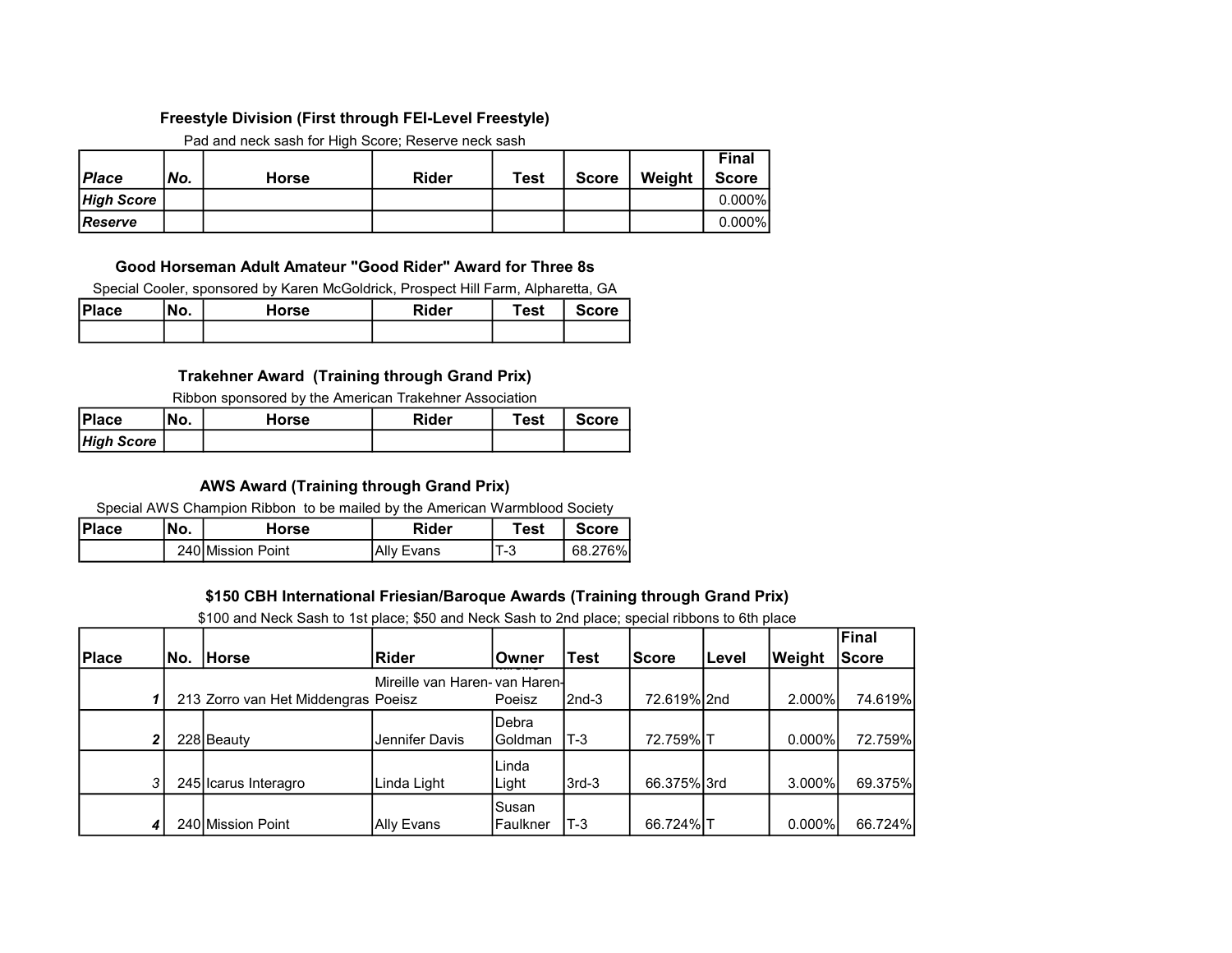### Freestyle Division (First through FEI-Level Freestyle)

Pad and neck sash for High Score; Reserve neck sash

| *Place* | *No.* | Horse | Rider | Test | Score | Weight | Final Score |
|---|---|---|---|---|---|---|---|
| *High Score* | | | | | | | 0.000% |
| *Reserve* | | | | | | | 0.000% |

### Good Horseman Adult Amateur "Good Rider" Award for Three 8s

Special Cooler, sponsored by Karen McGoldrick, Prospect Hill Farm, Alpharetta, GA

| Place | No. | Horse | Rider | Test | Score |
|---|---|---|---|---|---|
| | | | | | |

### Trakehner Award (Training through Grand Prix)

Ribbon sponsored by the American Trakehner Association

| Place | No. | Horse | Rider | Test | Score |
|---|---|---|---|---|---|
| *High Score* | | | | | |

### AWS Award (Training through Grand Prix)

Special AWS Champion Ribbon to be mailed by the American Warmblood Society

| Place | No. | Horse | Rider | Test | Score |
|---|---|---|---|---|---|
| | 240 | Mission Point | Ally Evans | T-3 | 68.276% |

### $150 CBH International Friesian/Baroque Awards (Training through Grand Prix)

$100 and Neck Sash to 1st place; $50 and Neck Sash to 2nd place; special ribbons to 6th place

| Place | No. | Horse | Rider | Owner | Test | Score | Level | Weight | Final Score |
|---|---|---|---|---|---|---|---|---|---|
| *1* | 213 | Zorro van Het Middengras | Mireille van Haren-Poeisz | Mireille van Haren-Poeisz | 2nd-3 | 72.619% | 2nd | 2.000% | 74.619% |
| *2* | 228 | Beauty | Jennifer Davis | Debra Goldman | T-3 | 72.759% | T | 0.000% | 72.759% |
| 3 | 245 | Icarus Interagro | Linda Light | Linda Light | 3rd-3 | 66.375% | 3rd | 3.000% | 69.375% |
| *4* | 240 | Mission Point | Ally Evans | Susan Faulkner | T-3 | 66.724% | T | 0.000% | 66.724% |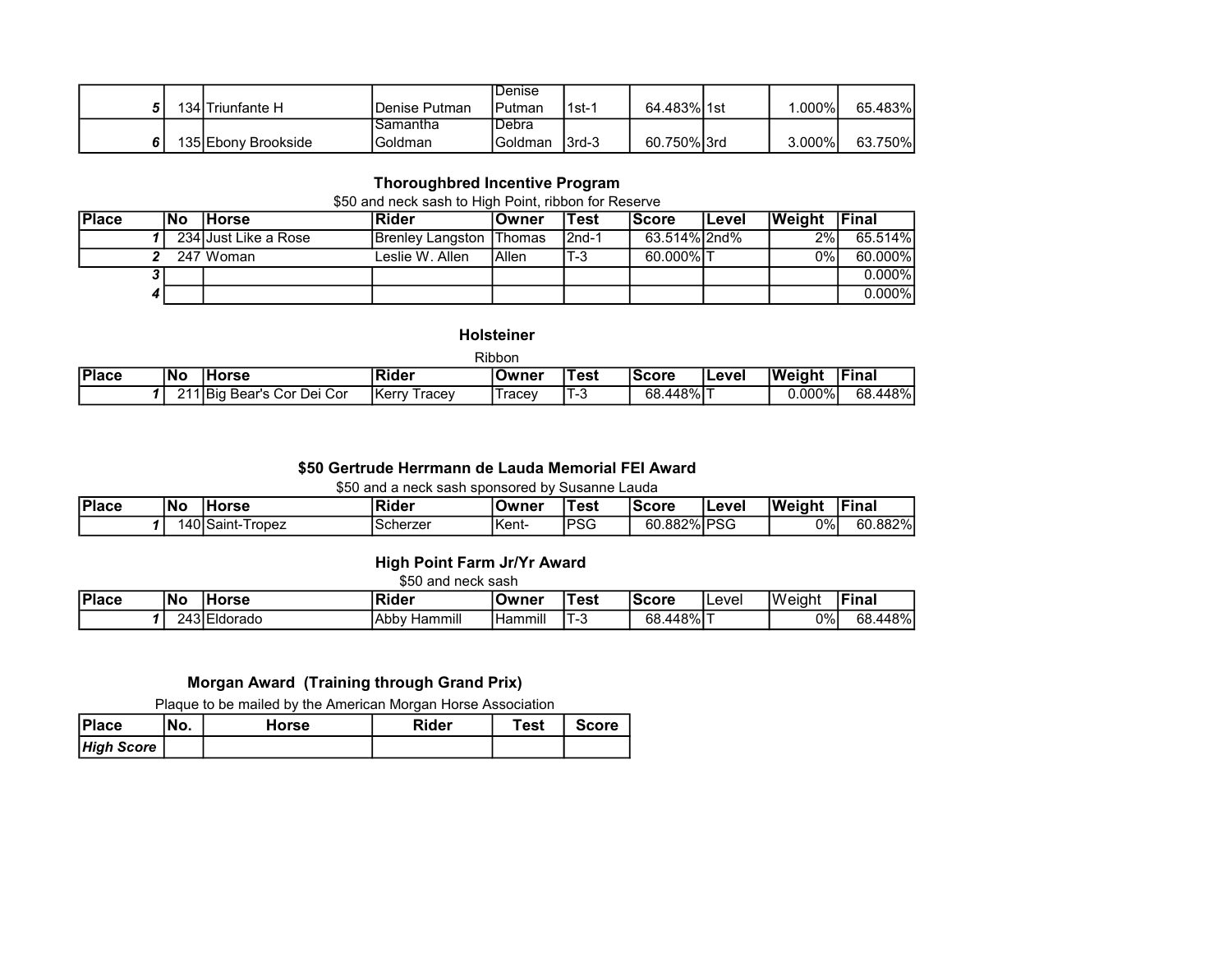| Place | No | Horse | Rider | Owner | Test | Score | Level | Weight | Final |
|---|---|---|---|---|---|---|---|---|---|
| *5* | 134 | Triunfante H | Denise Putman | Denise Putman | 1st-1 | 64.483% | 1st | 1.000% | 65.483% |
| *6* | 135 | Ebony Brookside | Samantha Goldman | Debra Goldman | 3rd-3 | 60.750% | 3rd | 3.000% | 63.750% |

### Thoroughbred Incentive Program

$50 and neck sash to High Point, ribbon for Reserve

| Place | No | Horse | Rider | Owner | Test | Score | Level | Weight | Final |
|---|---|---|---|---|---|---|---|---|---|
| *1* | 234 | Just Like a Rose | Brenley Langston | Thomas | 2nd-1 | 63.514% | 2nd% | 2% | 65.514% |
| *2* | 247 | Woman | Leslie W. Allen | Allen | T-3 | 60.000% | T | 0% | 60.000% |
| *3* | | | | | | | | | 0.000% |
| *4* | | | | | | | | | 0.000% |

### Holsteiner

Ribbon

| Place | No | Horse | Rider | Owner | Test | Score | Level | Weight | Final |
|---|---|---|---|---|---|---|---|---|---|
| *1* | 211 | Big Bear's Cor Dei Cor | Kerry Tracey | Tracey | T-3 | 68.448% | T | 0.000% | 68.448% |

### $50 Gertrude Herrmann de Lauda Memorial FEI Award

$50 and a neck sash sponsored by Susanne Lauda

| Place | No | Horse | Rider | Owner | Test | Score | Level | Weight | Final |
|---|---|---|---|---|---|---|---|---|---|
| *1* | 140 | Saint-Tropez | Scherzer | Kent- | PSG | 60.882% | PSG | 0% | 60.882% |

### High Point Farm Jr/Yr Award

$50 and neck sash

| Place | No | Horse | Rider | Owner | Test | Score | Level | Weight | Final |
|---|---|---|---|---|---|---|---|---|---|
| *1* | 243 | Eldorado | Abby Hammill | Hammill | T-3 | 68.448% | T | 0% | 68.448% |

### Morgan Award (Training through Grand Prix)

Plaque to be mailed by the American Morgan Horse Association

| Place | No. | Horse | Rider | Test | Score |
|---|---|---|---|---|---|
| ***High Score*** | | | | | |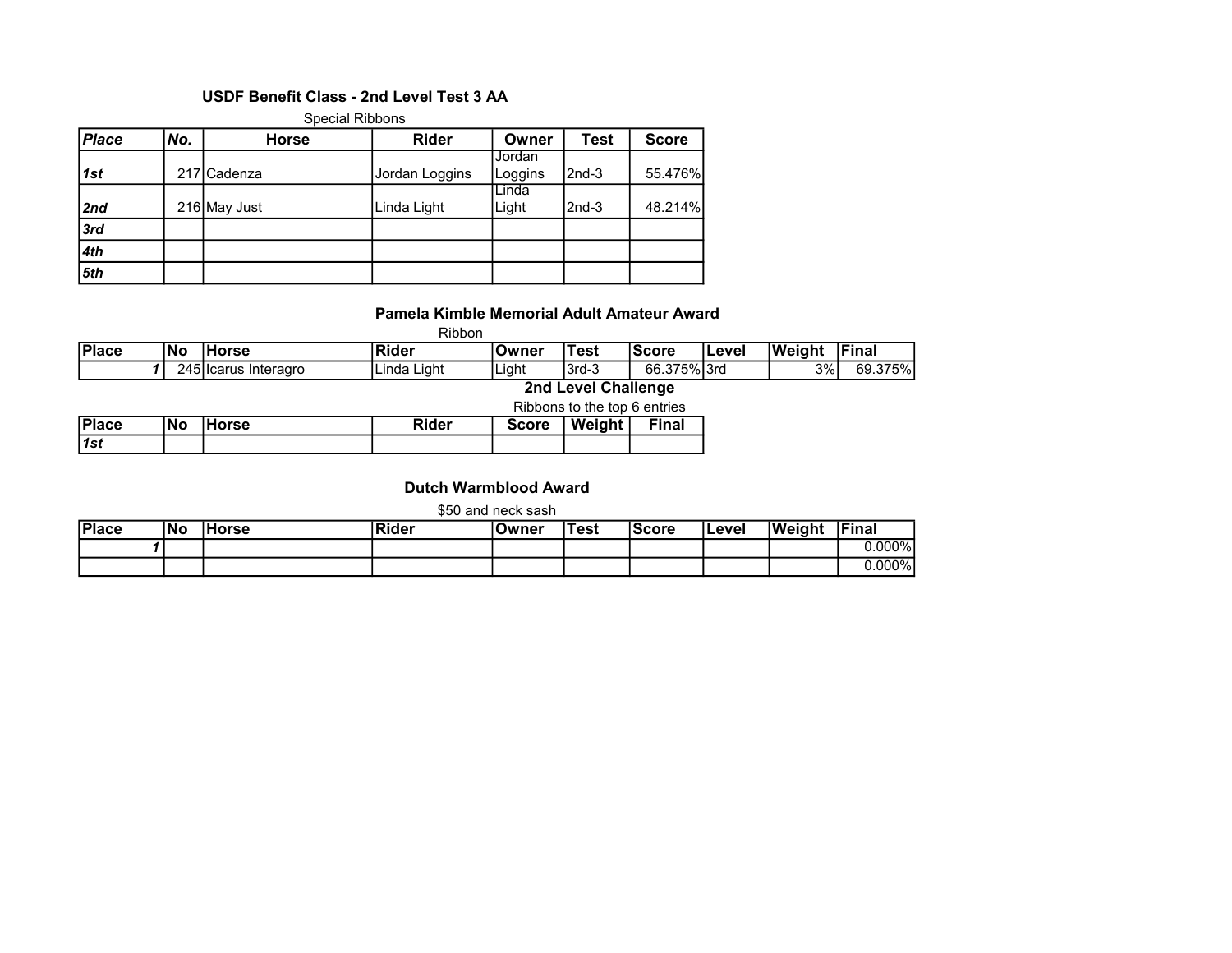## USDF Benefit Class - 2nd Level Test 3 AA

Special Ribbons

| *Place* | *No.* | Horse | Rider | Owner | Test | Score |
|---|---|---|---|---|---|---|
| *1st* | 217 | Cadenza | Jordan Loggins | Jordan Loggins | 2nd-3 | 55.476% |
| *2nd* | 216 | May Just | Linda Light | Linda Light | 2nd-3 | 48.214% |
| *3rd* | | | | | | |
| *4th* | | | | | | |
| *5th* | | | | | | |

## Pamela Kimble Memorial Adult Amateur Award

Ribbon

| Place | No | Horse | Rider | Owner | Test | Score | Level | Weight | Final |
|---|---|---|---|---|---|---|---|---|---|
| *1* | 245 | Icarus Interagro | Linda Light | Light | 3rd-3 | 66.375% | 3rd | 3% | 69.375% |

## 2nd Level Challenge

Ribbons to the top 6 entries

| Place | No | Horse | Rider | Score | Weight | Final |
|---|---|---|---|---|---|---|
| *1st* | | | | | | |

## Dutch Warmblood Award

$50 and neck sash

| Place | No | Horse | Rider | Owner | Test | Score | Level | Weight | Final |
|---|---|---|---|---|---|---|---|---|---|
| *1* | | | | | | | | | 0.000% |
| | | | | | | | | | 0.000% |